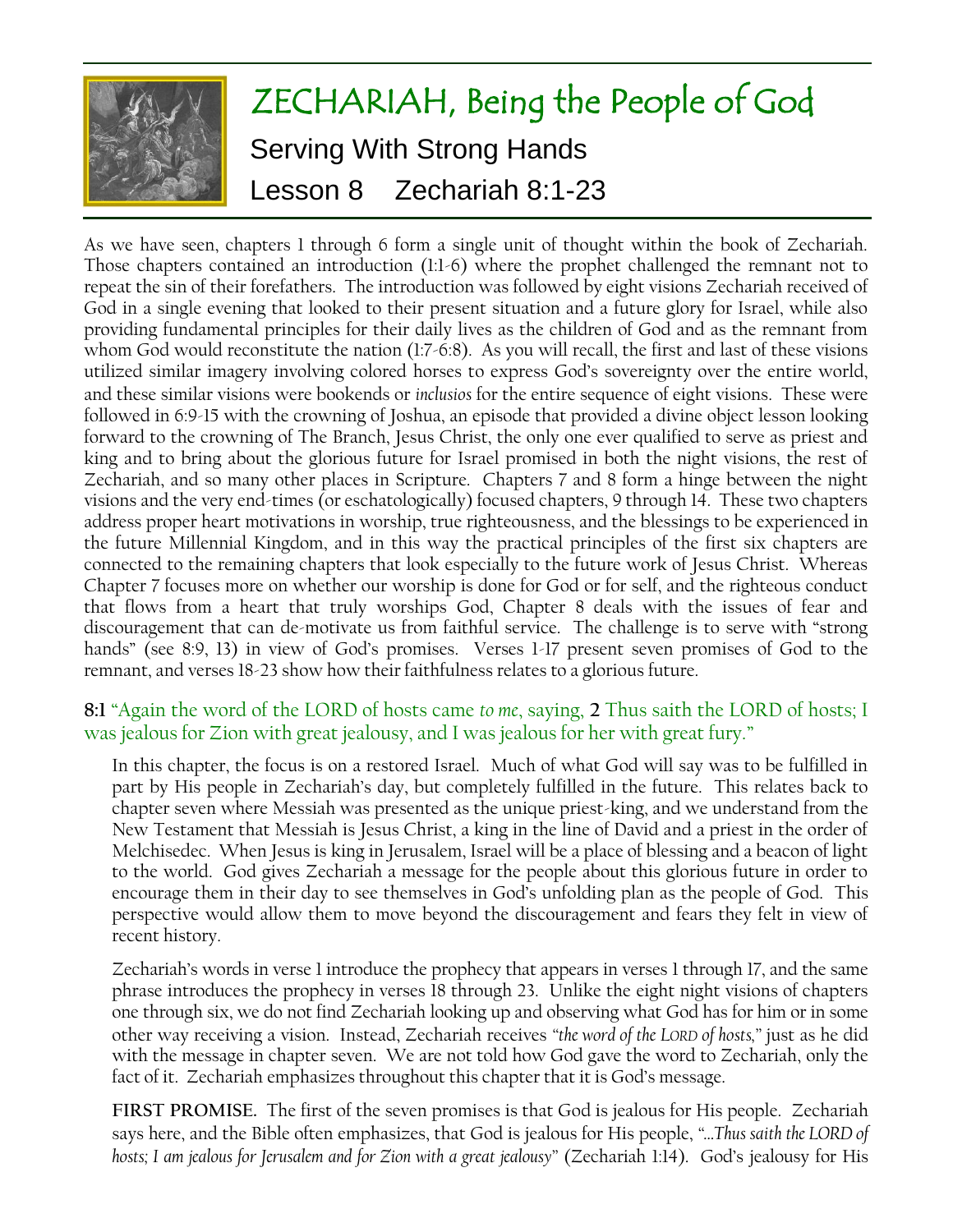# ZECHARIAH, Being the People of God

## Serving With Strong Hands

## Lesson 8    Zechariah 8:1-23

As we have seen, chapters 1 through 6 form a single unit of thought within the book of Zechariah. Those chapters contained an introduction (1:1-6) where the prophet challenged the remnant not to repeat the sin of their forefathers. The introduction was followed by eight visions Zechariah received of God in a single evening that looked to their present situation and a future glory for Israel, while also providing fundamental principles for their daily lives as the children of God and as the remnant from whom God would reconstitute the nation (1:7-6:8). As you will recall, the first and last of these visions utilized similar imagery involving colored horses to express God's sovereignty over the entire world, and these similar visions were bookends or *inclusios* for the entire sequence of eight visions. These were followed in 6:9-15 with the crowning of Joshua, an episode that provided a divine object lesson looking forward to the crowning of The Branch, Jesus Christ, the only one ever qualified to serve as priest and king and to bring about the glorious future for Israel promised in both the night visions, the rest of Zechariah, and so many other places in Scripture. Chapters 7 and 8 form a hinge between the night visions and the very end-times (or eschatologically) focused chapters, 9 through 14. These two chapters address proper heart motivations in worship, true righteousness, and the blessings to be experienced in the future Millennial Kingdom, and in this way the practical principles of the first six chapters are connected to the remaining chapters that look especially to the future work of Jesus Christ. Whereas Chapter 7 focuses more on whether our worship is done for God or for self, and the righteous conduct that flows from a heart that truly worships God, Chapter 8 deals with the issues of fear and discouragement that can de-motivate us from faithful service. The challenge is to serve with "strong hands" (see 8:9, 13) in view of God's promises. Verses 1-17 present seven promises of God to the remnant, and verses 18-23 show how their faithfulness relates to a glorious future.

**8:1** "Again the word of the LORD of hosts came *to me*, saying, **2** Thus saith the LORD of hosts; I was jealous for Zion with great jealousy, and I was jealous for her with great fury."

In this chapter, the focus is on a restored Israel. Much of what God will say was to be fulfilled in part by His people in Zechariah's day, but completely fulfilled in the future. This relates back to chapter seven where Messiah was presented as the unique priest-king, and we understand from the New Testament that Messiah is Jesus Christ, a king in the line of David and a priest in the order of Melchisedec. When Jesus is king in Jerusalem, Israel will be a place of blessing and a beacon of light to the world. God gives Zechariah a message for the people about this glorious future in order to encourage them in their day to see themselves in God's unfolding plan as the people of God. This perspective would allow them to move beyond the discouragement and fears they felt in view of recent history.

Zechariah's words in verse 1 introduce the prophecy that appears in verses 1 through 17, and the same phrase introduces the prophecy in verses 18 through 23. Unlike the eight night visions of chapters one through six, we do not find Zechariah looking up and observing what God has for him or in some other way receiving a vision. Instead, Zechariah receives *"the word of the LORD of hosts,"* just as he did with the message in chapter seven. We are not told how God gave the word to Zechariah, only the fact of it. Zechariah emphasizes throughout this chapter that it is God's message.

**FIRST PROMISE.** The first of the seven promises is that God is jealous for His people. Zechariah says here, and the Bible often emphasizes, that God is jealous for His people, "*…Thus saith the LORD of hosts; I am jealous for Jerusalem and for Zion with a great jealousy*" (Zechariah 1:14). God's jealousy for His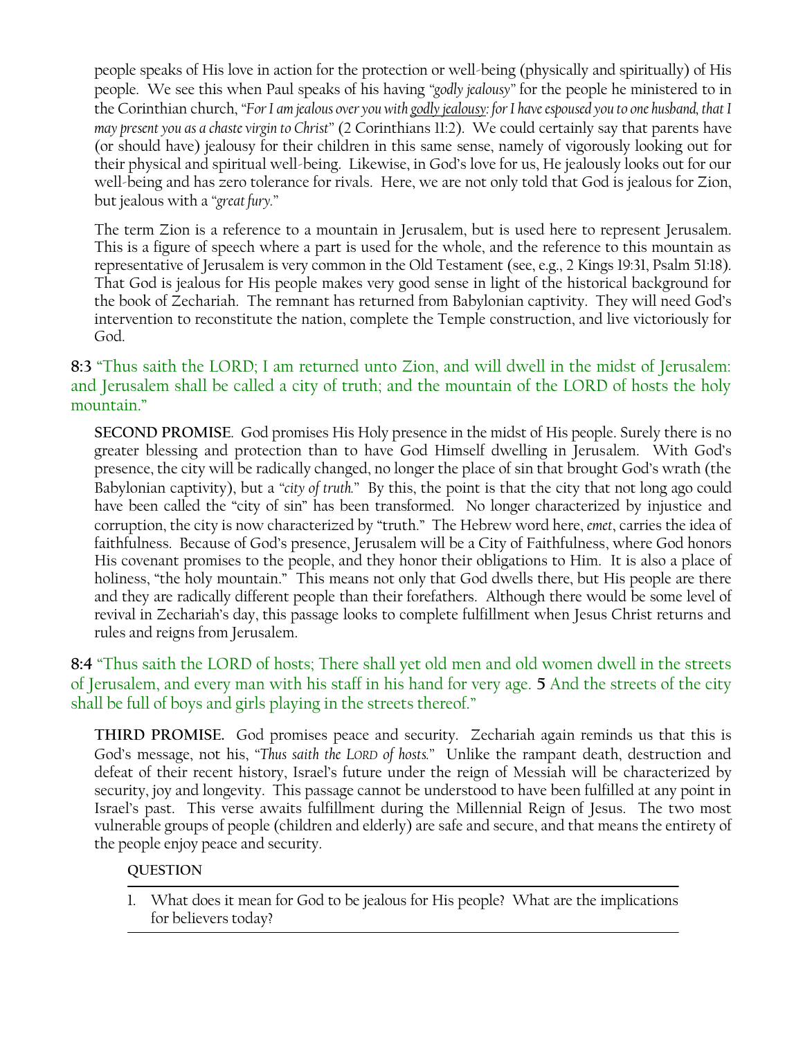people speaks of His love in action for the protection or well-being (physically and spiritually) of His people. We see this when Paul speaks of his having *"godly jealousy"* for the people he ministered to in the Corinthian church, *"For I am jealous over you with godly jealousy: for I have espoused you to one husband, that I may present you as a chaste virgin to Christ"* (2 Corinthians 11:2). We could certainly say that parents have (or should have) jealousy for their children in this same sense, namely of vigorously looking out for their physical and spiritual well-being. Likewise, in God's love for us, He jealously looks out for our well-being and has zero tolerance for rivals. Here, we are not only told that God is jealous for Zion, but jealous with a *"great fury."*

The term Zion is a reference to a mountain in Jerusalem, but is used here to represent Jerusalem. This is a figure of speech where a part is used for the whole, and the reference to this mountain as representative of Jerusalem is very common in the Old Testament (see, e.g., 2 Kings 19:31, Psalm 51:18). That God is jealous for His people makes very good sense in light of the historical background for the book of Zechariah. The remnant has returned from Babylonian captivity. They will need God's intervention to reconstitute the nation, complete the Temple construction, and live victoriously for God.

**8:3** "Thus saith the LORD; I am returned unto Zion, and will dwell in the midst of Jerusalem: and Jerusalem shall be called a city of truth; and the mountain of the LORD of hosts the holy mountain."

**SECOND PROMISE**. God promises His Holy presence in the midst of His people. Surely there is no greater blessing and protection than to have God Himself dwelling in Jerusalem. With God's presence, the city will be radically changed, no longer the place of sin that brought God's wrath (the Babylonian captivity), but a *"city of truth."* By this, the point is that the city that not long ago could have been called the "city of sin" has been transformed. No longer characterized by injustice and corruption, the city is now characterized by "truth." The Hebrew word here, *emet*, carries the idea of faithfulness. Because of God's presence, Jerusalem will be a City of Faithfulness, where God honors His covenant promises to the people, and they honor their obligations to Him. It is also a place of holiness, "the holy mountain." This means not only that God dwells there, but His people are there and they are radically different people than their forefathers. Although there would be some level of revival in Zechariah's day, this passage looks to complete fulfillment when Jesus Christ returns and rules and reigns from Jerusalem.

**8:4** "Thus saith the LORD of hosts; There shall yet old men and old women dwell in the streets of Jerusalem, and every man with his staff in his hand for very age. **5** And the streets of the city shall be full of boys and girls playing in the streets thereof."

**THIRD PROMISE.** God promises peace and security. Zechariah again reminds us that this is God's message, not his, *"Thus saith the LORD of hosts."* Unlike the rampant death, destruction and defeat of their recent history, Israel's future under the reign of Messiah will be characterized by security, joy and longevity. This passage cannot be understood to have been fulfilled at any point in Israel's past. This verse awaits fulfillment during the Millennial Reign of Jesus. The two most vulnerable groups of people (children and elderly) are safe and secure, and that means the entirety of the people enjoy peace and security.

**QUESTION**

1. What does it mean for God to be jealous for His people? What are the implications for believers today?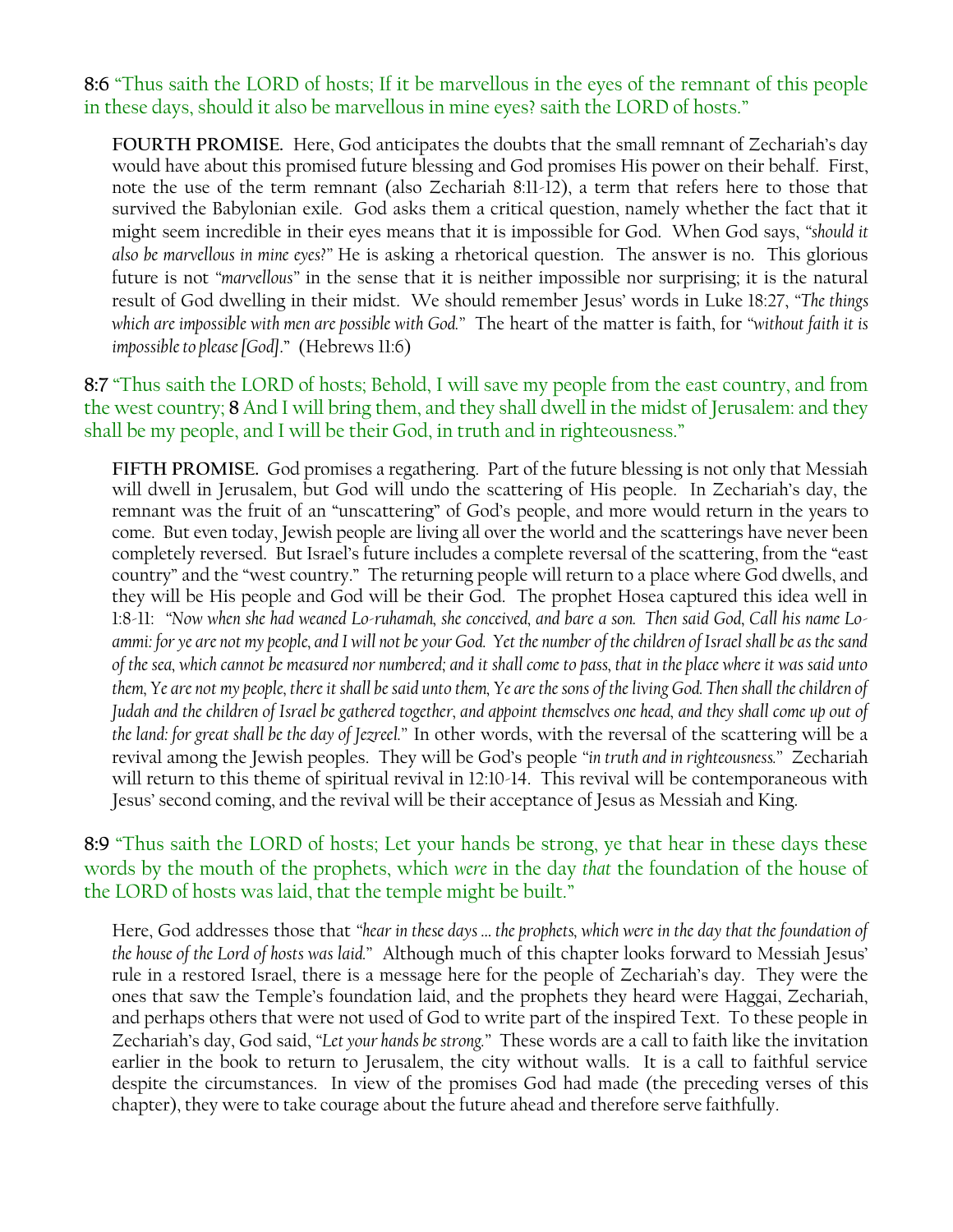**8:6** "Thus saith the LORD of hosts; If it be marvellous in the eyes of the remnant of this people in these days, should it also be marvellous in mine eyes? saith the LORD of hosts."

**FOURTH PROMISE.** Here, God anticipates the doubts that the small remnant of Zechariah's day would have about this promised future blessing and God promises His power on their behalf. First, note the use of the term remnant (also Zechariah 8:11-12), a term that refers here to those that survived the Babylonian exile. God asks them a critical question, namely whether the fact that it might seem incredible in their eyes means that it is impossible for God. When God says, "*should it also be marvellous in mine eyes?*" He is asking a rhetorical question. The answer is no. This glorious future is not "*marvellous*" in the sense that it is neither impossible nor surprising; it is the natural result of God dwelling in their midst. We should remember Jesus' words in Luke 18:27, "*The things which are impossible with men are possible with God.*" The heart of the matter is faith, for "*without faith it is impossible to please [God].*" (Hebrews 11:6)

**8:7** "Thus saith the LORD of hosts; Behold, I will save my people from the east country, and from the west country; **8** And I will bring them, and they shall dwell in the midst of Jerusalem: and they shall be my people, and I will be their God, in truth and in righteousness."

**FIFTH PROMISE.** God promises a regathering. Part of the future blessing is not only that Messiah will dwell in Jerusalem, but God will undo the scattering of His people. In Zechariah's day, the remnant was the fruit of an "unscattering" of God's people, and more would return in the years to come. But even today, Jewish people are living all over the world and the scatterings have never been completely reversed. But Israel's future includes a complete reversal of the scattering, from the "east country" and the "west country." The returning people will return to a place where God dwells, and they will be His people and God will be their God. The prophet Hosea captured this idea well in 1:8-11: "*Now when she had weaned Lo-ruhamah, she conceived, and bare a son. Then said God, Call his name Lo-ammi: for ye are not my people, and I will not be your God. Yet the number of the children of Israel shall be as the sand of the sea, which cannot be measured nor numbered; and it shall come to pass, that in the place where it was said unto them, Ye are not my people, there it shall be said unto them, Ye are the sons of the living God. Then shall the children of Judah and the children of Israel be gathered together, and appoint themselves one head, and they shall come up out of the land: for great shall be the day of Jezreel.*" In other words, with the reversal of the scattering will be a revival among the Jewish peoples. They will be God's people "*in truth and in righteousness.*" Zechariah will return to this theme of spiritual revival in 12:10-14. This revival will be contemporaneous with Jesus' second coming, and the revival will be their acceptance of Jesus as Messiah and King.

**8:9** "Thus saith the LORD of hosts; Let your hands be strong, ye that hear in these days these words by the mouth of the prophets, which *were* in the day *that* the foundation of the house of the LORD of hosts was laid, that the temple might be built."

Here, God addresses those that "*hear in these days ... the prophets, which were in the day that the foundation of the house of the Lord of hosts was laid.*" Although much of this chapter looks forward to Messiah Jesus' rule in a restored Israel, there is a message here for the people of Zechariah's day. They were the ones that saw the Temple's foundation laid, and the prophets they heard were Haggai, Zechariah, and perhaps others that were not used of God to write part of the inspired Text. To these people in Zechariah's day, God said, "*Let your hands be strong.*" These words are a call to faith like the invitation earlier in the book to return to Jerusalem, the city without walls. It is a call to faithful service despite the circumstances. In view of the promises God had made (the preceding verses of this chapter), they were to take courage about the future ahead and therefore serve faithfully.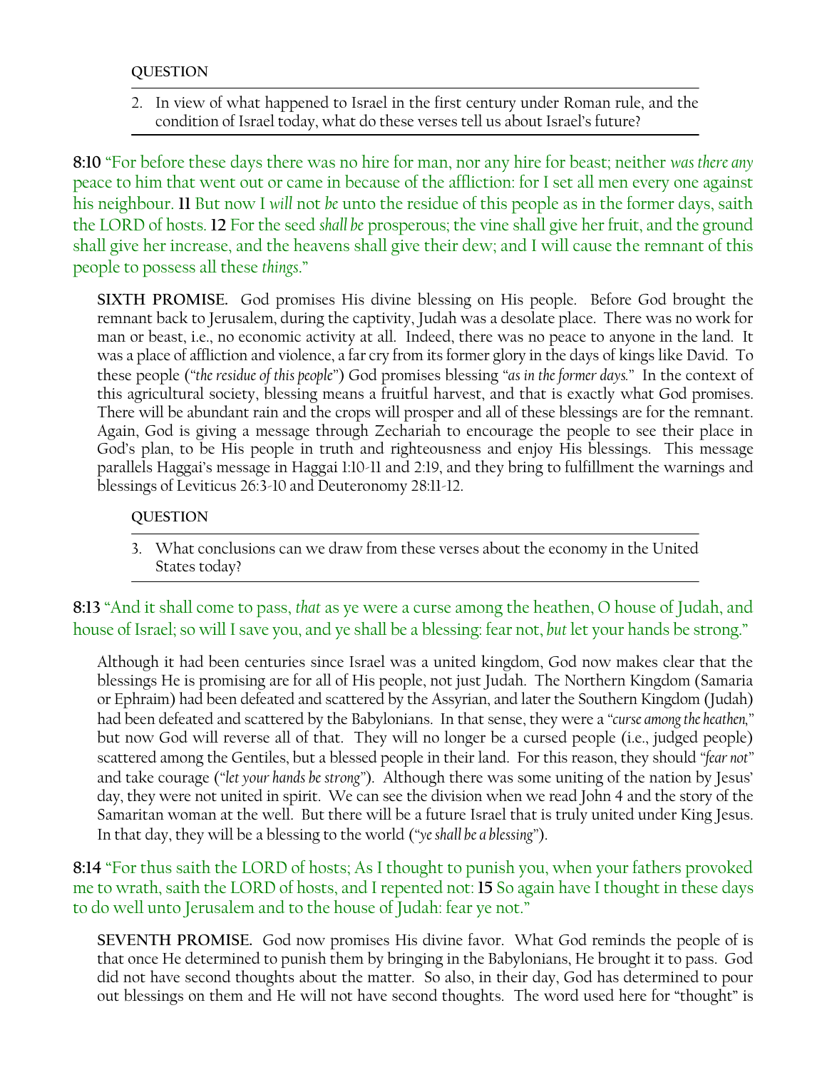**QUESTION**

2. In view of what happened to Israel in the first century under Roman rule, and the condition of Israel today, what do these verses tell us about Israel's future?

**8:10** "For before these days there was no hire for man, nor any hire for beast; neither *was there any* peace to him that went out or came in because of the affliction: for I set all men every one against his neighbour. **11** But now I *will* not *be* unto the residue of this people as in the former days, saith the LORD of hosts. **12** For the seed *shall be* prosperous; the vine shall give her fruit, and the ground shall give her increase, and the heavens shall give their dew; and I will cause the remnant of this people to possess all these *things*."

> **SIXTH PROMISE.** God promises His divine blessing on His people. Before God brought the remnant back to Jerusalem, during the captivity, Judah was a desolate place. There was no work for man or beast, i.e., no economic activity at all. Indeed, there was no peace to anyone in the land. It was a place of affliction and violence, a far cry from its former glory in the days of kings like David. To these people ("*the residue of this people*") God promises blessing "*as in the former days.*" In the context of this agricultural society, blessing means a fruitful harvest, and that is exactly what God promises. There will be abundant rain and the crops will prosper and all of these blessings are for the remnant. Again, God is giving a message through Zechariah to encourage the people to see their place in God's plan, to be His people in truth and righteousness and enjoy His blessings. This message parallels Haggai's message in Haggai 1:10-11 and 2:19, and they bring to fulfillment the warnings and blessings of Leviticus 26:3-10 and Deuteronomy 28:11-12.

**QUESTION**

3. What conclusions can we draw from these verses about the economy in the United States today?

**8:13** "And it shall come to pass, *that* as ye were a curse among the heathen, O house of Judah, and house of Israel; so will I save you, and ye shall be a blessing: fear not, *but* let your hands be strong."

> Although it had been centuries since Israel was a united kingdom, God now makes clear that the blessings He is promising are for all of His people, not just Judah. The Northern Kingdom (Samaria or Ephraim) had been defeated and scattered by the Assyrian, and later the Southern Kingdom (Judah) had been defeated and scattered by the Babylonians. In that sense, they were a "*curse among the heathen,*" but now God will reverse all of that. They will no longer be a cursed people (i.e., judged people) scattered among the Gentiles, but a blessed people in their land. For this reason, they should "*fear not*" and take courage ("*let your hands be strong*"). Although there was some uniting of the nation by Jesus' day, they were not united in spirit. We can see the division when we read John 4 and the story of the Samaritan woman at the well. But there will be a future Israel that is truly united under King Jesus. In that day, they will be a blessing to the world ("*ye shall be a blessing*").

**8:14** "For thus saith the LORD of hosts; As I thought to punish you, when your fathers provoked me to wrath, saith the LORD of hosts, and I repented not: **15** So again have I thought in these days to do well unto Jerusalem and to the house of Judah: fear ye not."

> **SEVENTH PROMISE.** God now promises His divine favor. What God reminds the people of is that once He determined to punish them by bringing in the Babylonians, He brought it to pass. God did not have second thoughts about the matter. So also, in their day, God has determined to pour out blessings on them and He will not have second thoughts. The word used here for "thought" is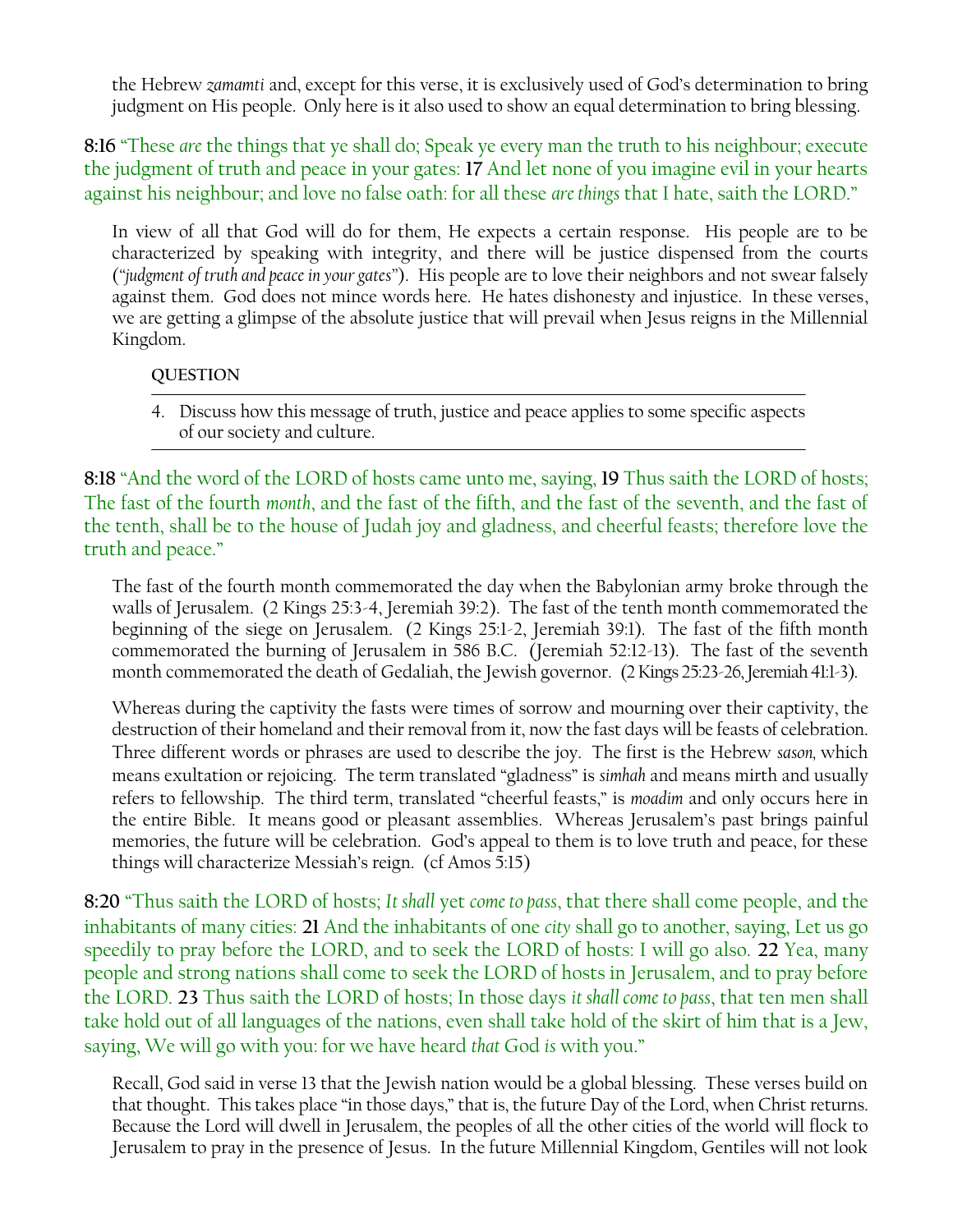the Hebrew *zamamti* and, except for this verse, it is exclusively used of God's determination to bring judgment on His people. Only here is it also used to show an equal determination to bring blessing.

**8:16** "These *are* the things that ye shall do; Speak ye every man the truth to his neighbour; execute the judgment of truth and peace in your gates: **17** And let none of you imagine evil in your hearts against his neighbour; and love no false oath: for all these *are things* that I hate, saith the LORD."

In view of all that God will do for them, He expects a certain response. His people are to be characterized by speaking with integrity, and there will be justice dispensed from the courts (*"judgment of truth and peace in your gates"*). His people are to love their neighbors and not swear falsely against them. God does not mince words here. He hates dishonesty and injustice. In these verses, we are getting a glimpse of the absolute justice that will prevail when Jesus reigns in the Millennial Kingdom.

**QUESTION**

4. Discuss how this message of truth, justice and peace applies to some specific aspects of our society and culture.

**8:18** "And the word of the LORD of hosts came unto me, saying, **19** Thus saith the LORD of hosts; The fast of the fourth *month*, and the fast of the fifth, and the fast of the seventh, and the fast of the tenth, shall be to the house of Judah joy and gladness, and cheerful feasts; therefore love the truth and peace."

The fast of the fourth month commemorated the day when the Babylonian army broke through the walls of Jerusalem. (2 Kings 25:3-4, Jeremiah 39:2). The fast of the tenth month commemorated the beginning of the siege on Jerusalem. (2 Kings 25:1-2, Jeremiah 39:1). The fast of the fifth month commemorated the burning of Jerusalem in 586 B.C. (Jeremiah 52:12-13). The fast of the seventh month commemorated the death of Gedaliah, the Jewish governor. (2 Kings 25:23-26, Jeremiah 41:1-3).

Whereas during the captivity the fasts were times of sorrow and mourning over their captivity, the destruction of their homeland and their removal from it, now the fast days will be feasts of celebration. Three different words or phrases are used to describe the joy. The first is the Hebrew *sason*, which means exultation or rejoicing. The term translated "gladness" is *simhah* and means mirth and usually refers to fellowship. The third term, translated "cheerful feasts," is *moadim* and only occurs here in the entire Bible. It means good or pleasant assemblies. Whereas Jerusalem's past brings painful memories, the future will be celebration. God's appeal to them is to love truth and peace, for these things will characterize Messiah's reign. (cf Amos 5:15)

**8:20** "Thus saith the LORD of hosts; *It shall* yet *come to pass*, that there shall come people, and the inhabitants of many cities: **21** And the inhabitants of one *city* shall go to another, saying, Let us go speedily to pray before the LORD, and to seek the LORD of hosts: I will go also. **22** Yea, many people and strong nations shall come to seek the LORD of hosts in Jerusalem, and to pray before the LORD. **23** Thus saith the LORD of hosts; In those days *it shall come to pass*, that ten men shall take hold out of all languages of the nations, even shall take hold of the skirt of him that is a Jew, saying, We will go with you: for we have heard *that* God *is* with you."

Recall, God said in verse 13 that the Jewish nation would be a global blessing. These verses build on that thought. This takes place "in those days," that is, the future Day of the Lord, when Christ returns. Because the Lord will dwell in Jerusalem, the peoples of all the other cities of the world will flock to Jerusalem to pray in the presence of Jesus. In the future Millennial Kingdom, Gentiles will not look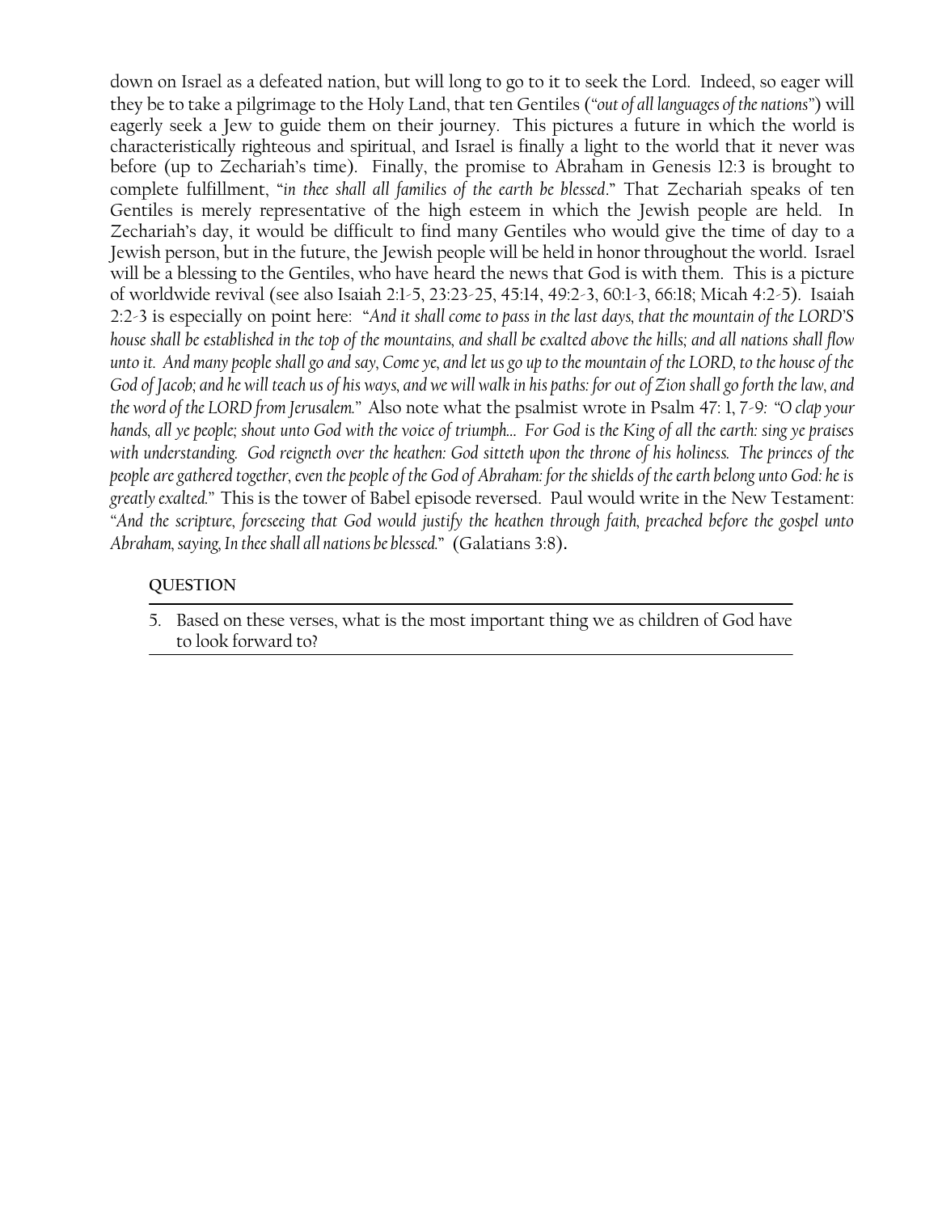down on Israel as a defeated nation, but will long to go to it to seek the Lord. Indeed, so eager will they be to take a pilgrimage to the Holy Land, that ten Gentiles (*"out of all languages of the nations"*) will eagerly seek a Jew to guide them on their journey. This pictures a future in which the world is characteristically righteous and spiritual, and Israel is finally a light to the world that it never was before (up to Zechariah's time). Finally, the promise to Abraham in Genesis 12:3 is brought to complete fulfillment, "*in thee shall all families of the earth be blessed*." That Zechariah speaks of ten Gentiles is merely representative of the high esteem in which the Jewish people are held. In Zechariah's day, it would be difficult to find many Gentiles who would give the time of day to a Jewish person, but in the future, the Jewish people will be held in honor throughout the world. Israel will be a blessing to the Gentiles, who have heard the news that God is with them. This is a picture of worldwide revival (see also Isaiah 2:1-5, 23:23-25, 45:14, 49:2-3, 60:1-3, 66:18; Micah 4:2-5). Isaiah 2:2-3 is especially on point here: "*And it shall come to pass in the last days, that the mountain of the LORD'S house shall be established in the top of the mountains, and shall be exalted above the hills; and all nations shall flow unto it. And many people shall go and say, Come ye, and let us go up to the mountain of the LORD, to the house of the God of Jacob; and he will teach us of his ways, and we will walk in his paths: for out of Zion shall go forth the law, and the word of the LORD from Jerusalem.*" Also note what the psalmist wrote in Psalm 47: 1, 7-9: *"O clap your hands, all ye people; shout unto God with the voice of triumph... For God is the King of all the earth: sing ye praises with understanding. God reigneth over the heathen: God sitteth upon the throne of his holiness. The princes of the people are gathered together, even the people of the God of Abraham: for the shields of the earth belong unto God: he is greatly exalted.*" This is the tower of Babel episode reversed. Paul would write in the New Testament: "*And the scripture, foreseeing that God would justify the heathen through faith, preached before the gospel unto Abraham, saying, In thee shall all nations be blessed.*" (Galatians 3:8).

**QUESTION**

5. Based on these verses, what is the most important thing we as children of God have to look forward to?